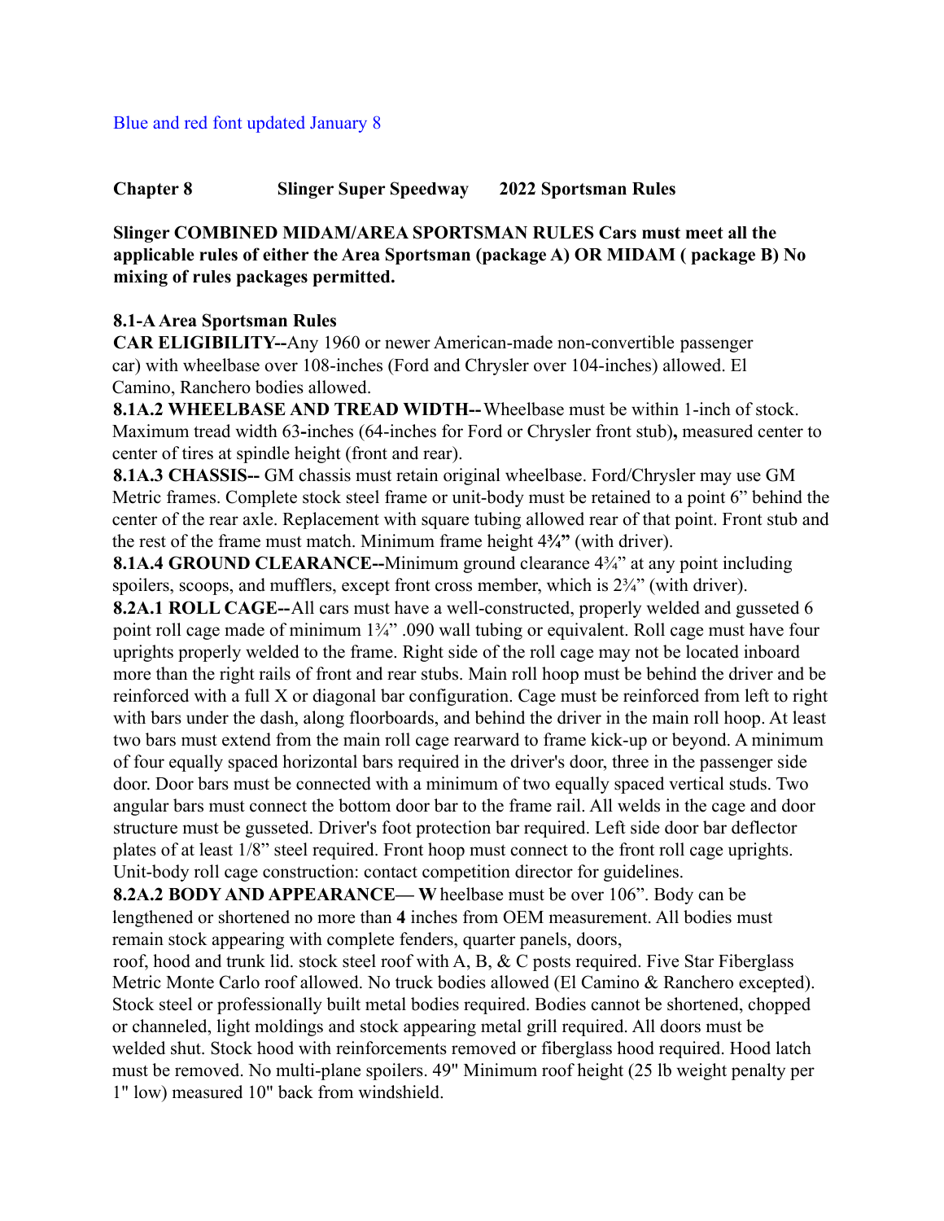Blue and red font updated January 8

**Chapter 8 Slinger Super Speedway 2022 Sportsman Rules**

**Slinger COMBINED MIDAM/AREA SPORTSMAN RULES Cars must meet all the applicable rules of either the Area Sportsman (package A) OR MIDAM ( package B) No mixing of rules packages permitted.**

**8.1-A Area Sportsman Rules**

**CAR ELIGIBILITY--**Any 1960 or newer American-made non-convertible passenger car) with wheelbase over 108-inches (Ford and Chrysler over 104-inches) allowed. El Camino, Ranchero bodies allowed.

**8.1A.2 WHEELBASE AND TREAD WIDTH--**Wheelbase must be within 1-inch of stock. Maximum tread width 63-inches (64-inches for Ford or Chrysler front stub)**,** measured center to center of tires at spindle height (front and rear).

**8.1A.3 CHASSIS--** GM chassis must retain original wheelbase. Ford/Chrysler may use GM Metric frames. Complete stock steel frame or unit-body must be retained to a point 6" behind the center of the rear axle. Replacement with square tubing allowed rear of that point. Front stub and the rest of the frame must match. Minimum frame height 4**¾"** (with driver).

**8.1A.4 GROUND CLEARANCE--**Minimum ground clearance 4¾" at any point including spoilers, scoops, and mufflers, except front cross member, which is 2¾" (with driver).

**8.2A.1 ROLL CAGE--**All cars must have a well-constructed, properly welded and gusseted 6 point roll cage made of minimum 1¾" .090 wall tubing or equivalent. Roll cage must have four uprights properly welded to the frame. Right side of the roll cage may not be located inboard more than the right rails of front and rear stubs. Main roll hoop must be behind the driver and be reinforced with a full X or diagonal bar configuration. Cage must be reinforced from left to right with bars under the dash, along floorboards, and behind the driver in the main roll hoop. At least two bars must extend from the main roll cage rearward to frame kick-up or beyond. A minimum of four equally spaced horizontal bars required in the driver's door, three in the passenger side door. Door bars must be connected with a minimum of two equally spaced vertical studs. Two angular bars must connect the bottom door bar to the frame rail. All welds in the cage and door structure must be gusseted. Driver's foot protection bar required. Left side door bar deflector plates of at least 1/8" steel required. Front hoop must connect to the front roll cage uprights. Unit-body roll cage construction: contact competition director for guidelines.

**8.2A.2 BODY AND APPEARANCE— W**heelbase must be over 106". Body can be lengthened or shortened no more than **4** inches from OEM measurement. All bodies must remain stock appearing with complete fenders, quarter panels, doors, roof, hood and trunk lid. stock steel roof with A, B, & C posts required. Five Star Fiberglass Metric Monte Carlo roof allowed. No truck bodies allowed (El Camino & Ranchero excepted). Stock steel or professionally built metal bodies required. Bodies cannot be shortened, chopped or channeled, light moldings and stock appearing metal grill required. All doors must be welded shut. Stock hood with reinforcements removed or fiberglass hood required. Hood latch must be removed. No multi-plane spoilers. 49" Minimum roof height (25 lb weight penalty per 1" low) measured 10" back from windshield.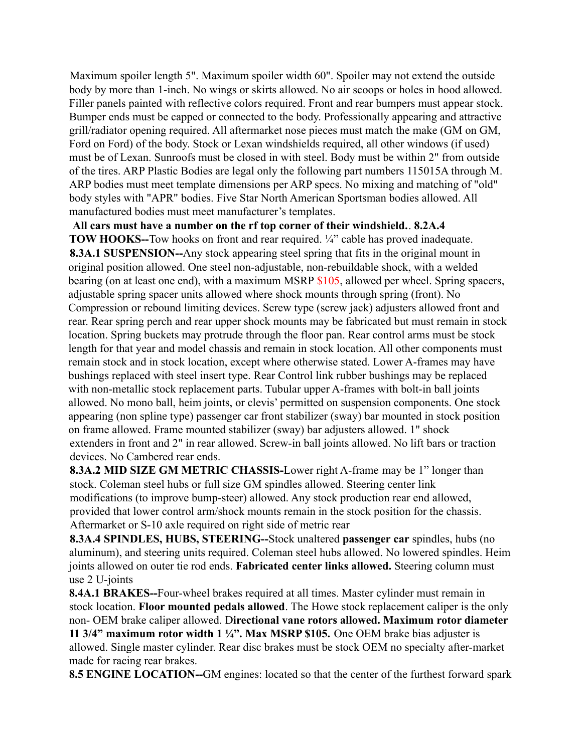Maximum spoiler length 5". Maximum spoiler width 60". Spoiler may not extend the outside body by more than 1-inch. No wings or skirts allowed. No air scoops or holes in hood allowed. Filler panels painted with reflective colors required. Front and rear bumpers must appear stock. Bumper ends must be capped or connected to the body. Professionally appearing and attractive grill/radiator opening required. All aftermarket nose pieces must match the make (GM on GM, Ford on Ford) of the body. Stock or Lexan windshields required, all other windows (if used) must be of Lexan. Sunroofs must be closed in with steel. Body must be within 2" from outside of the tires. ARP Plastic Bodies are legal only the following part numbers 115015A through M. ARP bodies must meet template dimensions per ARP specs. No mixing and matching of "old" body styles with "APR" bodies. Five Star North American Sportsman bodies allowed. All manufactured bodies must meet manufacturer's templates.

**All cars must have a number on the rf top corner of their windshield.**. **8.2A.4 TOW HOOKS--**Tow hooks on front and rear required. ¼" cable has proved inadequate.

**8.3A.1 SUSPENSION--**Any stock appearing steel spring that fits in the original mount in original position allowed. One steel non-adjustable, non-rebuildable shock, with a welded bearing (on at least one end), with a maximum MSRP $105, allowed per wheel. Spring spacers, adjustable spring spacer units allowed where shock mounts through spring (front). No Compression or rebound limiting devices. Screw type (screw jack) adjusters allowed front and rear. Rear spring perch and rear upper shock mounts may be fabricated but must remain in stock location. Spring buckets may protrude through the floor pan. Rear control arms must be stock length for that year and model chassis and remain in stock location. All other components must remain stock and in stock location, except where otherwise stated. Lower A-frames may have bushings replaced with steel insert type. Rear Control link rubber bushings may be replaced with non-metallic stock replacement parts. Tubular upper A-frames with bolt-in ball joints allowed. No mono ball, heim joints, or clevis' permitted on suspension components. One stock appearing (non spline type) passenger car front stabilizer (sway) bar mounted in stock position on frame allowed. Frame mounted stabilizer (sway) bar adjusters allowed. 1" shock extenders in front and 2" in rear allowed. Screw-in ball joints allowed. No lift bars or traction devices. No Cambered rear ends.

**8.3A.2 MID SIZE GM METRIC CHASSIS-**Lower right A-frame may be 1" longer than stock. Coleman steel hubs or full size GM spindles allowed. Steering center link modifications (to improve bump-steer) allowed. Any stock production rear end allowed, provided that lower control arm/shock mounts remain in the stock position for the chassis. Aftermarket or S-10 axle required on right side of metric rear

**8.3A.4 SPINDLES, HUBS, STEERING--**Stock unaltered **passenger car** spindles, hubs (no aluminum), and steering units required. Coleman steel hubs allowed. No lowered spindles. Heim joints allowed on outer tie rod ends. **Fabricated center links allowed.** Steering column must use 2 U-joints

**8.4A.1 BRAKES--**Four-wheel brakes required at all times. Master cylinder must remain in stock location. **Floor mounted pedals allowed**. The Howe stock replacement caliper is the only non- OEM brake caliper allowed. D**irectional vane rotors allowed. Maximum rotor diameter 11 3/4" maximum rotor width 1 ¼". Max MSRP $105.** One OEM brake bias adjuster is allowed. Single master cylinder. Rear disc brakes must be stock OEM no specialty after-market made for racing rear brakes.

**8.5 ENGINE LOCATION--**GM engines: located so that the center of the furthest forward spark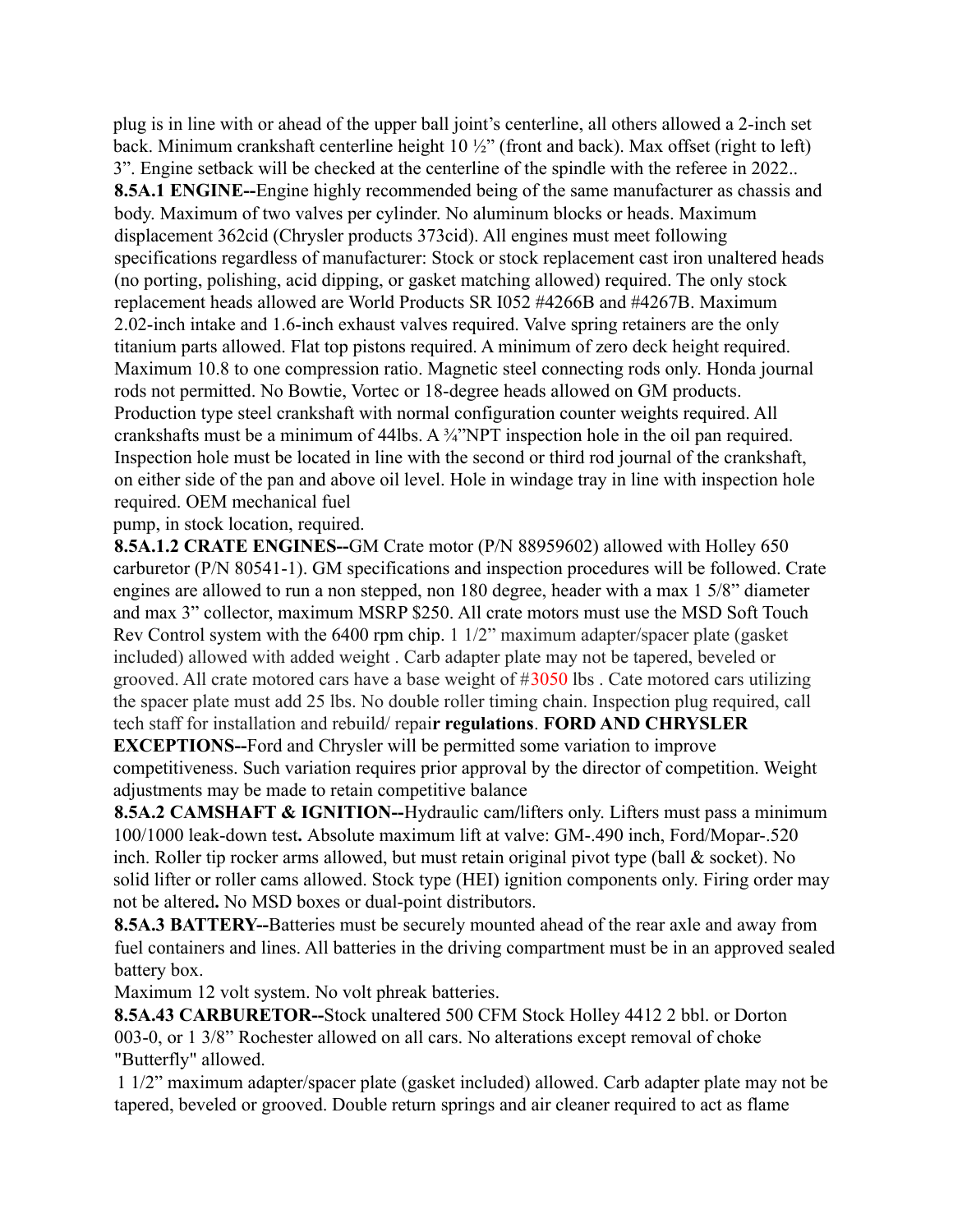plug is in line with or ahead of the upper ball joint's centerline, all others allowed a 2-inch set back. Minimum crankshaft centerline height 10 ½" (front and back). Max offset (right to left) 3". Engine setback will be checked at the centerline of the spindle with the referee in 2022..

**8.5A.1 ENGINE--**Engine highly recommended being of the same manufacturer as chassis and body. Maximum of two valves per cylinder. No aluminum blocks or heads. Maximum displacement 362cid (Chrysler products 373cid). All engines must meet following specifications regardless of manufacturer: Stock or stock replacement cast iron unaltered heads (no porting, polishing, acid dipping, or gasket matching allowed) required. The only stock replacement heads allowed are World Products SR I052 #4266B and #4267B. Maximum 2.02-inch intake and 1.6-inch exhaust valves required. Valve spring retainers are the only titanium parts allowed. Flat top pistons required. A minimum of zero deck height required. Maximum 10.8 to one compression ratio. Magnetic steel connecting rods only. Honda journal rods not permitted. No Bowtie, Vortec or 18-degree heads allowed on GM products. Production type steel crankshaft with normal configuration counter weights required. All crankshafts must be a minimum of 44lbs. A ¾"NPT inspection hole in the oil pan required. Inspection hole must be located in line with the second or third rod journal of the crankshaft, on either side of the pan and above oil level. Hole in windage tray in line with inspection hole required. OEM mechanical fuel pump, in stock location, required.

**8.5A.1.2 CRATE ENGINES--**GM Crate motor (P/N 88959602) allowed with Holley 650 carburetor (P/N 80541-1). GM specifications and inspection procedures will be followed. Crate engines are allowed to run a non stepped, non 180 degree, header with a max 1 5/8" diameter and max 3" collector, maximum MSRP $250. All crate motors must use the MSD Soft Touch Rev Control system with the 6400 rpm chip. 1 1/2" maximum adapter/spacer plate (gasket included) allowed with added weight . Carb adapter plate may not be tapered, beveled or grooved. All crate motored cars have a base weight of #3050 lbs . Cate motored cars utilizing the spacer plate must add 25 lbs. No double roller timing chain. Inspection plug required, call tech staff for installation and rebuild/ repai**r regulations**. **FORD AND CHRYSLER EXCEPTIONS--**Ford and Chrysler will be permitted some variation to improve competitiveness. Such variation requires prior approval by the director of competition. Weight adjustments may be made to retain competitive balance

**8.5A.2 CAMSHAFT & IGNITION--**Hydraulic cam/lifters only. Lifters must pass a minimum 100/1000 leak-down test**.** Absolute maximum lift at valve: GM-.490 inch, Ford/Mopar-.520 inch. Roller tip rocker arms allowed, but must retain original pivot type (ball & socket). No solid lifter or roller cams allowed. Stock type (HEI) ignition components only. Firing order may not be altered**.** No MSD boxes or dual-point distributors.

**8.5A.3 BATTERY--**Batteries must be securely mounted ahead of the rear axle and away from fuel containers and lines. All batteries in the driving compartment must be in an approved sealed battery box.

Maximum 12 volt system. No volt phreak batteries.

**8.5A.43 CARBURETOR--**Stock unaltered 500 CFM Stock Holley 4412 2 bbl. or Dorton 003-0, or 1 3/8" Rochester allowed on all cars. No alterations except removal of choke "Butterfly" allowed.

1 1/2" maximum adapter/spacer plate (gasket included) allowed. Carb adapter plate may not be tapered, beveled or grooved. Double return springs and air cleaner required to act as flame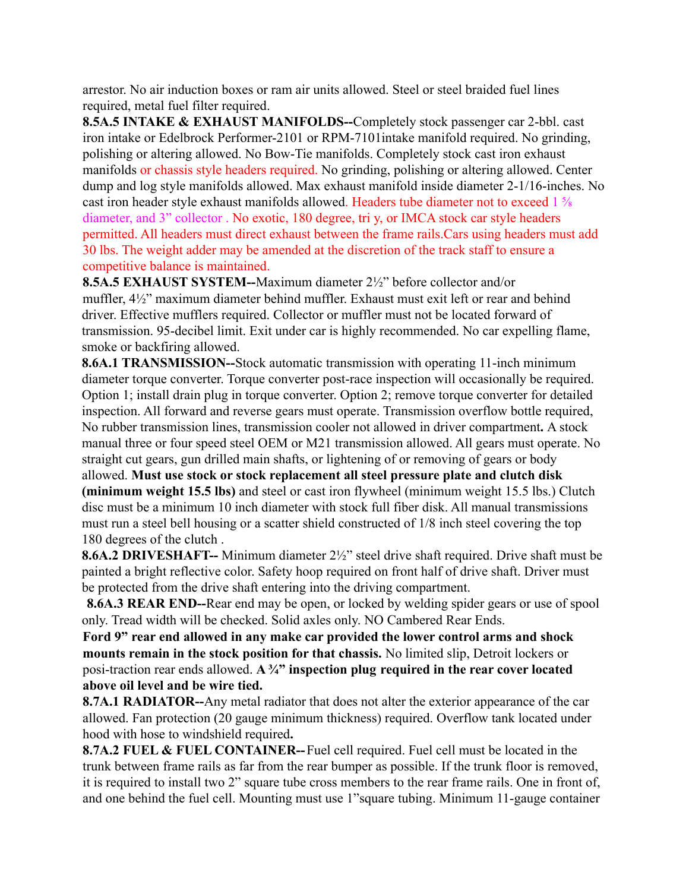arrestor. No air induction boxes or ram air units allowed. Steel or steel braided fuel lines required, metal fuel filter required.

**8.5A.5 INTAKE & EXHAUST MANIFOLDS--**Completely stock passenger car 2-bbl. cast iron intake or Edelbrock Performer-2101 or RPM-7101intake manifold required. No grinding, polishing or altering allowed. No Bow-Tie manifolds. Completely stock cast iron exhaust manifolds or chassis style headers required. No grinding, polishing or altering allowed. Center dump and log style manifolds allowed. Max exhaust manifold inside diameter 2-1/16-inches. No cast iron header style exhaust manifolds allowed. Headers tube diameter not to exceed 1 ⅝ diameter, and 3" collector . No exotic, 180 degree, tri y, or IMCA stock car style headers permitted. All headers must direct exhaust between the frame rails.Cars using headers must add 30 lbs. The weight adder may be amended at the discretion of the track staff to ensure a competitive balance is maintained.

**8.5A.5 EXHAUST SYSTEM--**Maximum diameter 2½" before collector and/or muffler, 4½" maximum diameter behind muffler. Exhaust must exit left or rear and behind driver. Effective mufflers required. Collector or muffler must not be located forward of transmission. 95-decibel limit. Exit under car is highly recommended. No car expelling flame, smoke or backfiring allowed.

**8.6A.1 TRANSMISSION--**Stock automatic transmission with operating 11-inch minimum diameter torque converter. Torque converter post-race inspection will occasionally be required. Option 1; install drain plug in torque converter. Option 2; remove torque converter for detailed inspection. All forward and reverse gears must operate. Transmission overflow bottle required, No rubber transmission lines, transmission cooler not allowed in driver compartment**.** A stock manual three or four speed steel OEM or M21 transmission allowed. All gears must operate. No straight cut gears, gun drilled main shafts, or lightening of or removing of gears or body allowed. **Must use stock or stock replacement all steel pressure plate and clutch disk (minimum weight 15.5 lbs)** and steel or cast iron flywheel (minimum weight 15.5 lbs.) Clutch disc must be a minimum 10 inch diameter with stock full fiber disk. All manual transmissions must run a steel bell housing or a scatter shield constructed of 1/8 inch steel covering the top 180 degrees of the clutch .

**8.6A.2 DRIVESHAFT--** Minimum diameter 2½" steel drive shaft required. Drive shaft must be painted a bright reflective color. Safety hoop required on front half of drive shaft. Driver must be protected from the drive shaft entering into the driving compartment.

**8.6A.3 REAR END--**Rear end may be open, or locked by welding spider gears or use of spool only. Tread width will be checked. Solid axles only. NO Cambered Rear Ends.
**Ford 9" rear end allowed in any make car provided the lower control arms and shock mounts remain in the stock position for that chassis.** No limited slip, Detroit lockers or posi-traction rear ends allowed. **A ¾" inspection plug required in the rear cover located above oil level and be wire tied.**

**8.7A.1 RADIATOR--**Any metal radiator that does not alter the exterior appearance of the car allowed. Fan protection (20 gauge minimum thickness) required. Overflow tank located under hood with hose to windshield required**.**

**8.7A.2 FUEL & FUEL CONTAINER--**Fuel cell required. Fuel cell must be located in the trunk between frame rails as far from the rear bumper as possible. If the trunk floor is removed, it is required to install two 2" square tube cross members to the rear frame rails. One in front of, and one behind the fuel cell. Mounting must use 1"square tubing. Minimum 11-gauge container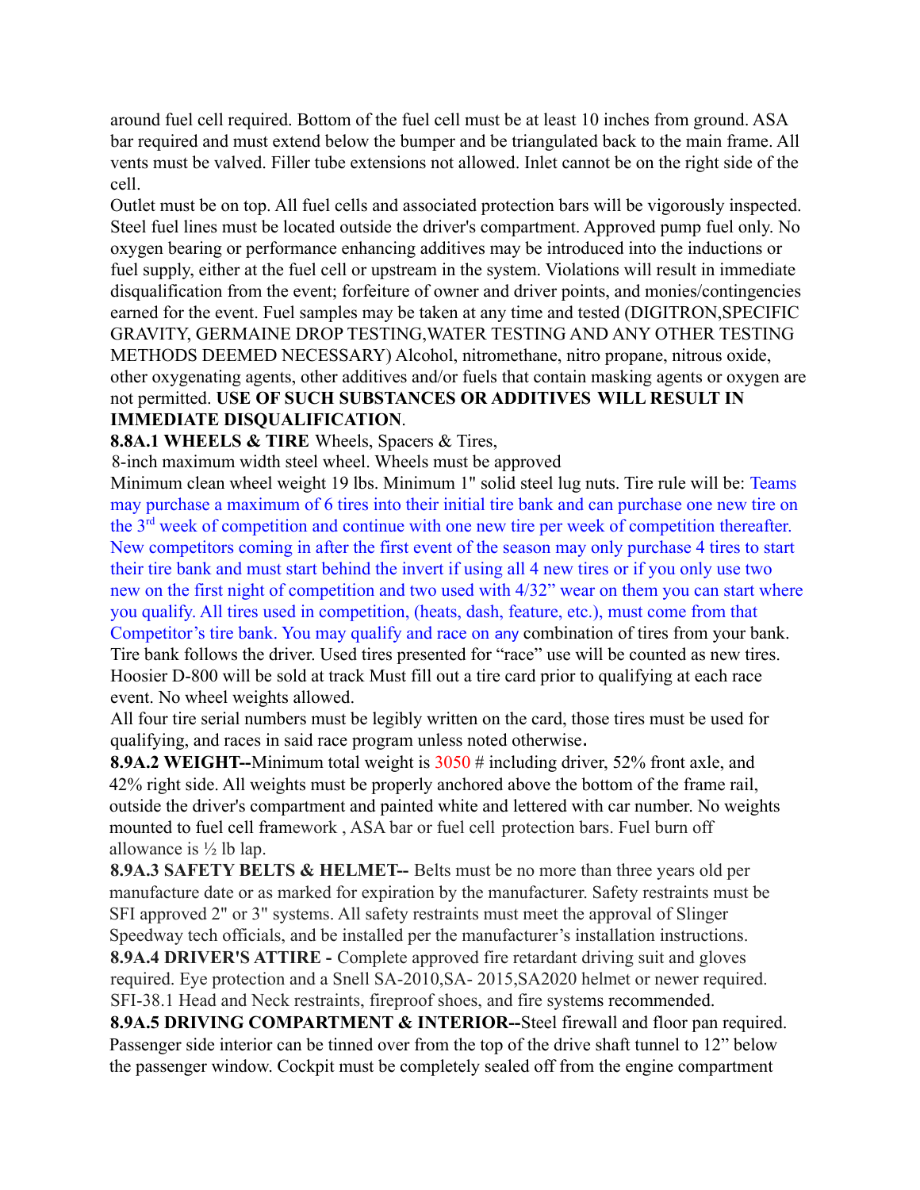around fuel cell required. Bottom of the fuel cell must be at least 10 inches from ground. ASA bar required and must extend below the bumper and be triangulated back to the main frame. All vents must be valved. Filler tube extensions not allowed. Inlet cannot be on the right side of the cell.

Outlet must be on top. All fuel cells and associated protection bars will be vigorously inspected. Steel fuel lines must be located outside the driver's compartment. Approved pump fuel only. No oxygen bearing or performance enhancing additives may be introduced into the inductions or fuel supply, either at the fuel cell or upstream in the system. Violations will result in immediate disqualification from the event; forfeiture of owner and driver points, and monies/contingencies earned for the event. Fuel samples may be taken at any time and tested (DIGITRON,SPECIFIC GRAVITY, GERMAINE DROP TESTING,WATER TESTING AND ANY OTHER TESTING METHODS DEEMED NECESSARY) Alcohol, nitromethane, nitro propane, nitrous oxide, other oxygenating agents, other additives and/or fuels that contain masking agents or oxygen are not permitted. **USE OF SUCH SUBSTANCES OR ADDITIVES WILL RESULT IN IMMEDIATE DISQUALIFICATION**.

**8.8A.1 WHEELS & TIRE** Wheels, Spacers & Tires,

8-inch maximum width steel wheel. Wheels must be approved

Minimum clean wheel weight 19 lbs. Minimum 1" solid steel lug nuts. Tire rule will be: Teams may purchase a maximum of 6 tires into their initial tire bank and can purchase one new tire on the 3rd week of competition and continue with one new tire per week of competition thereafter. New competitors coming in after the first event of the season may only purchase 4 tires to start their tire bank and must start behind the invert if using all 4 new tires or if you only use two new on the first night of competition and two used with 4/32" wear on them you can start where you qualify. All tires used in competition, (heats, dash, feature, etc.), must come from that Competitor's tire bank. You may qualify and race on any combination of tires from your bank. Tire bank follows the driver. Used tires presented for "race" use will be counted as new tires. Hoosier D-800 will be sold at track Must fill out a tire card prior to qualifying at each race event. No wheel weights allowed.

All four tire serial numbers must be legibly written on the card, those tires must be used for qualifying, and races in said race program unless noted otherwise.

**8.9A.2 WEIGHT--**Minimum total weight is 3050 # including driver, 52% front axle, and 42% right side. All weights must be properly anchored above the bottom of the frame rail, outside the driver's compartment and painted white and lettered with car number. No weights mounted to fuel cell framework , ASA bar or fuel cell protection bars. Fuel burn off allowance is ½ lb lap.

**8.9A.3 SAFETY BELTS & HELMET--** Belts must be no more than three years old per manufacture date or as marked for expiration by the manufacturer. Safety restraints must be SFI approved 2" or 3" systems. All safety restraints must meet the approval of Slinger Speedway tech officials, and be installed per the manufacturer's installation instructions.

**8.9A.4 DRIVER'S ATTIRE -** Complete approved fire retardant driving suit and gloves required. Eye protection and a Snell SA-2010,SA- 2015,SA2020 helmet or newer required. SFI-38.1 Head and Neck restraints, fireproof shoes, and fire systems recommended.

**8.9A.5 DRIVING COMPARTMENT & INTERIOR--**Steel firewall and floor pan required. Passenger side interior can be tinned over from the top of the drive shaft tunnel to 12" below the passenger window. Cockpit must be completely sealed off from the engine compartment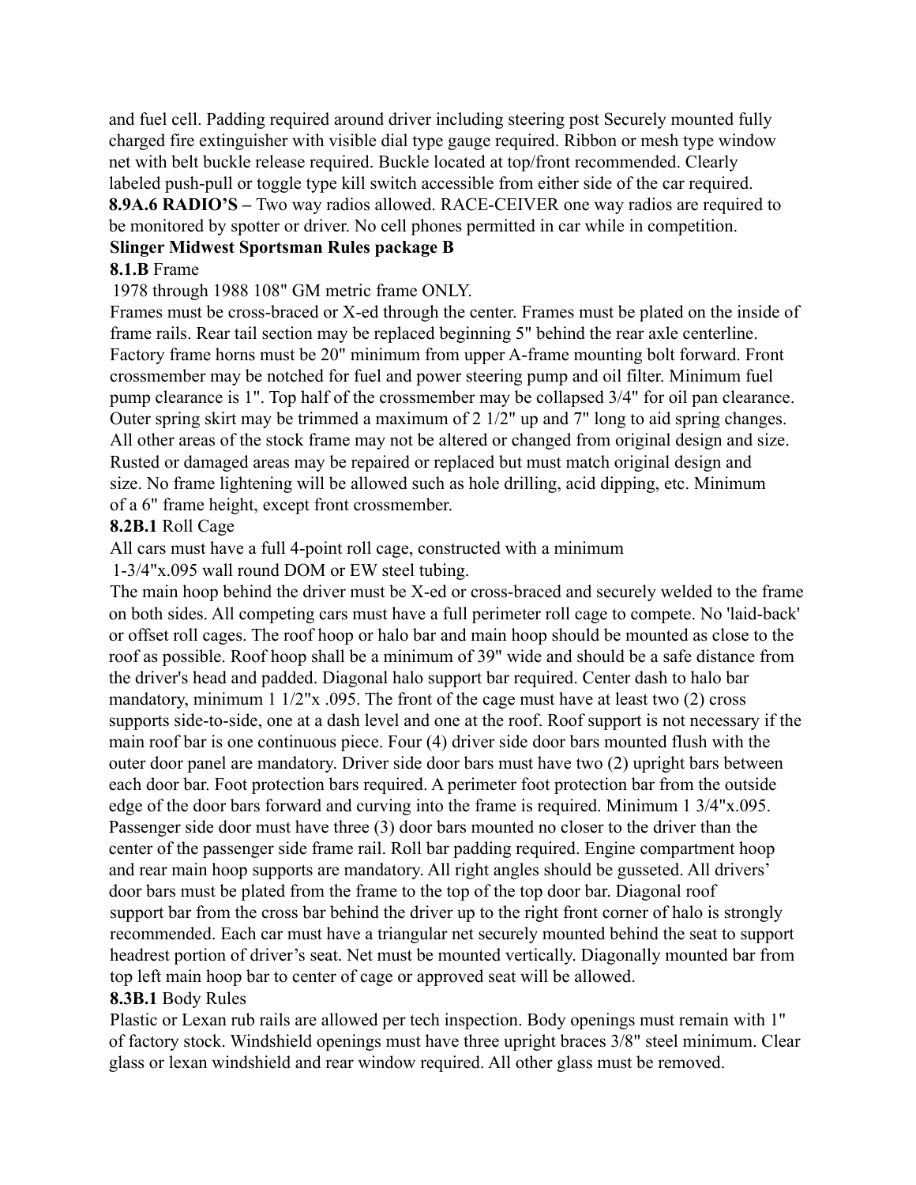and fuel cell. Padding required around driver including steering post Securely mounted fully charged fire extinguisher with visible dial type gauge required. Ribbon or mesh type window net with belt buckle release required. Buckle located at top/front recommended. Clearly labeled push-pull or toggle type kill switch accessible from either side of the car required.

**8.9A.6 RADIO'S –** Two way radios allowed. RACE-CEIVER one way radios are required to be monitored by spotter or driver. No cell phones permitted in car while in competition.

**Slinger Midwest Sportsman Rules package B**

**8.1.B** Frame

1978 through 1988 108" GM metric frame ONLY.

Frames must be cross-braced or X-ed through the center. Frames must be plated on the inside of frame rails. Rear tail section may be replaced beginning 5" behind the rear axle centerline. Factory frame horns must be 20" minimum from upper A-frame mounting bolt forward. Front crossmember may be notched for fuel and power steering pump and oil filter. Minimum fuel pump clearance is 1". Top half of the crossmember may be collapsed 3/4" for oil pan clearance. Outer spring skirt may be trimmed a maximum of 2 1/2" up and 7" long to aid spring changes. All other areas of the stock frame may not be altered or changed from original design and size. Rusted or damaged areas may be repaired or replaced but must match original design and size. No frame lightening will be allowed such as hole drilling, acid dipping, etc. Minimum of a 6" frame height, except front crossmember.

**8.2B.1** Roll Cage

All cars must have a full 4-point roll cage, constructed with a minimum 1-3/4"x.095 wall round DOM or EW steel tubing.

The main hoop behind the driver must be X-ed or cross-braced and securely welded to the frame on both sides. All competing cars must have a full perimeter roll cage to compete. No 'laid-back' or offset roll cages. The roof hoop or halo bar and main hoop should be mounted as close to the roof as possible. Roof hoop shall be a minimum of 39" wide and should be a safe distance from the driver's head and padded. Diagonal halo support bar required. Center dash to halo bar mandatory, minimum 1 1/2"x .095. The front of the cage must have at least two (2) cross supports side-to-side, one at a dash level and one at the roof. Roof support is not necessary if the main roof bar is one continuous piece. Four (4) driver side door bars mounted flush with the outer door panel are mandatory. Driver side door bars must have two (2) upright bars between each door bar. Foot protection bars required. A perimeter foot protection bar from the outside edge of the door bars forward and curving into the frame is required. Minimum 1 3/4"x.095. Passenger side door must have three (3) door bars mounted no closer to the driver than the center of the passenger side frame rail. Roll bar padding required. Engine compartment hoop and rear main hoop supports are mandatory. All right angles should be gusseted. All drivers' door bars must be plated from the frame to the top of the top door bar. Diagonal roof support bar from the cross bar behind the driver up to the right front corner of halo is strongly recommended. Each car must have a triangular net securely mounted behind the seat to support headrest portion of driver's seat. Net must be mounted vertically. Diagonally mounted bar from top left main hoop bar to center of cage or approved seat will be allowed.

**8.3B.1** Body Rules

Plastic or Lexan rub rails are allowed per tech inspection. Body openings must remain with 1" of factory stock. Windshield openings must have three upright braces 3/8" steel minimum. Clear glass or lexan windshield and rear window required. All other glass must be removed.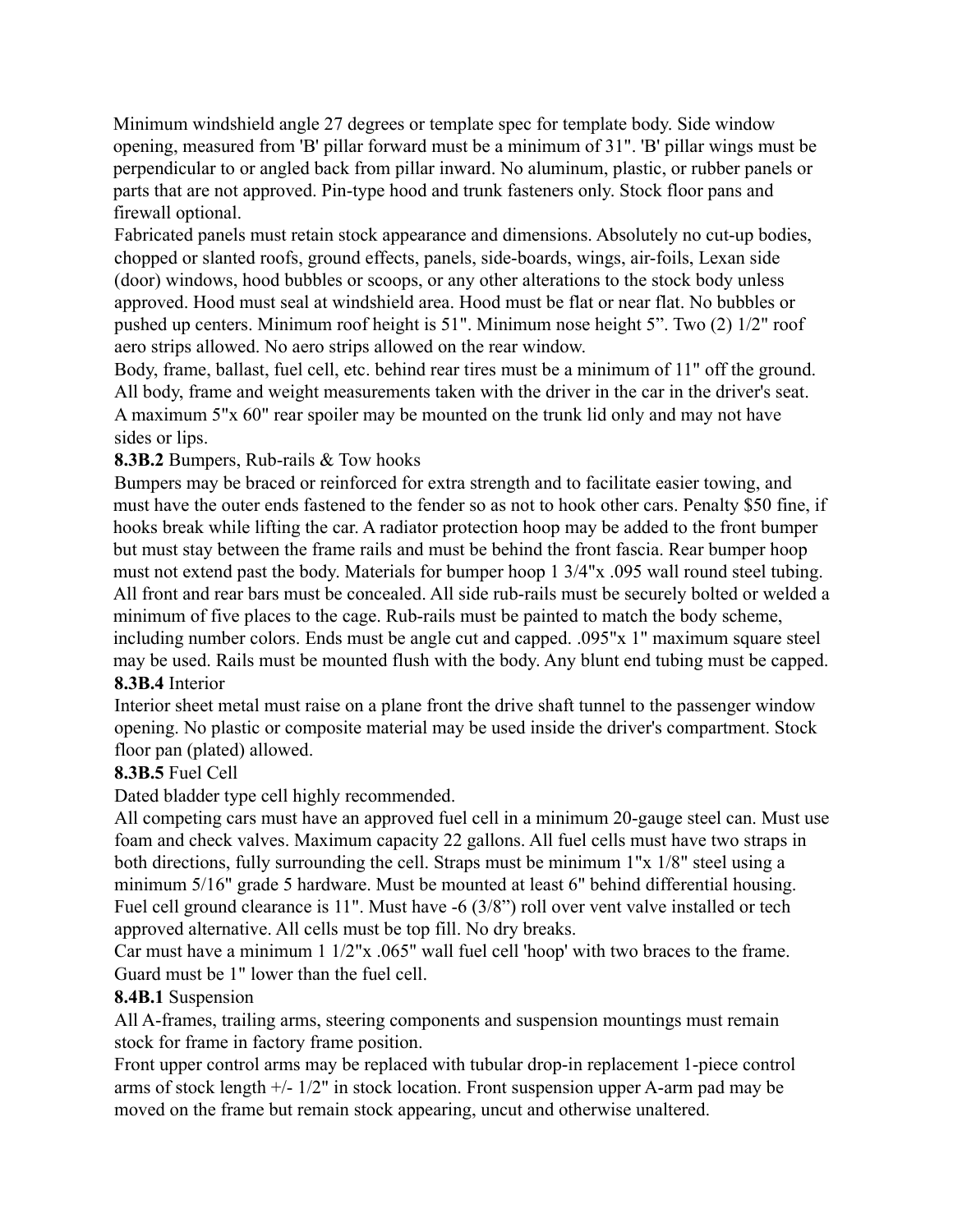Minimum windshield angle 27 degrees or template spec for template body. Side window opening, measured from 'B' pillar forward must be a minimum of 31". 'B' pillar wings must be perpendicular to or angled back from pillar inward. No aluminum, plastic, or rubber panels or parts that are not approved. Pin-type hood and trunk fasteners only. Stock floor pans and firewall optional.

Fabricated panels must retain stock appearance and dimensions. Absolutely no cut-up bodies, chopped or slanted roofs, ground effects, panels, side-boards, wings, air-foils, Lexan side (door) windows, hood bubbles or scoops, or any other alterations to the stock body unless approved. Hood must seal at windshield area. Hood must be flat or near flat. No bubbles or pushed up centers. Minimum roof height is 51". Minimum nose height 5". Two (2) 1/2" roof aero strips allowed. No aero strips allowed on the rear window.

Body, frame, ballast, fuel cell, etc. behind rear tires must be a minimum of 11" off the ground. All body, frame and weight measurements taken with the driver in the car in the driver's seat. A maximum 5"x 60" rear spoiler may be mounted on the trunk lid only and may not have sides or lips.

**8.3B.2** Bumpers, Rub-rails & Tow hooks

Bumpers may be braced or reinforced for extra strength and to facilitate easier towing, and must have the outer ends fastened to the fender so as not to hook other cars. Penalty $50 fine, if hooks break while lifting the car. A radiator protection hoop may be added to the front bumper but must stay between the frame rails and must be behind the front fascia. Rear bumper hoop must not extend past the body. Materials for bumper hoop 1 3/4"x .095 wall round steel tubing. All front and rear bars must be concealed. All side rub-rails must be securely bolted or welded a minimum of five places to the cage. Rub-rails must be painted to match the body scheme, including number colors. Ends must be angle cut and capped. .095"x 1" maximum square steel may be used. Rails must be mounted flush with the body. Any blunt end tubing must be capped.

**8.3B.4** Interior

Interior sheet metal must raise on a plane front the drive shaft tunnel to the passenger window opening. No plastic or composite material may be used inside the driver's compartment. Stock floor pan (plated) allowed.

**8.3B.5** Fuel Cell

Dated bladder type cell highly recommended.

All competing cars must have an approved fuel cell in a minimum 20-gauge steel can. Must use foam and check valves. Maximum capacity 22 gallons. All fuel cells must have two straps in both directions, fully surrounding the cell. Straps must be minimum 1"x 1/8" steel using a minimum 5/16" grade 5 hardware. Must be mounted at least 6" behind differential housing. Fuel cell ground clearance is 11". Must have -6 (3/8") roll over vent valve installed or tech approved alternative. All cells must be top fill. No dry breaks.

Car must have a minimum 1 1/2"x .065" wall fuel cell 'hoop' with two braces to the frame. Guard must be 1" lower than the fuel cell.

**8.4B.1** Suspension

All A-frames, trailing arms, steering components and suspension mountings must remain stock for frame in factory frame position.

Front upper control arms may be replaced with tubular drop-in replacement 1-piece control arms of stock length +/- 1/2" in stock location. Front suspension upper A-arm pad may be moved on the frame but remain stock appearing, uncut and otherwise unaltered.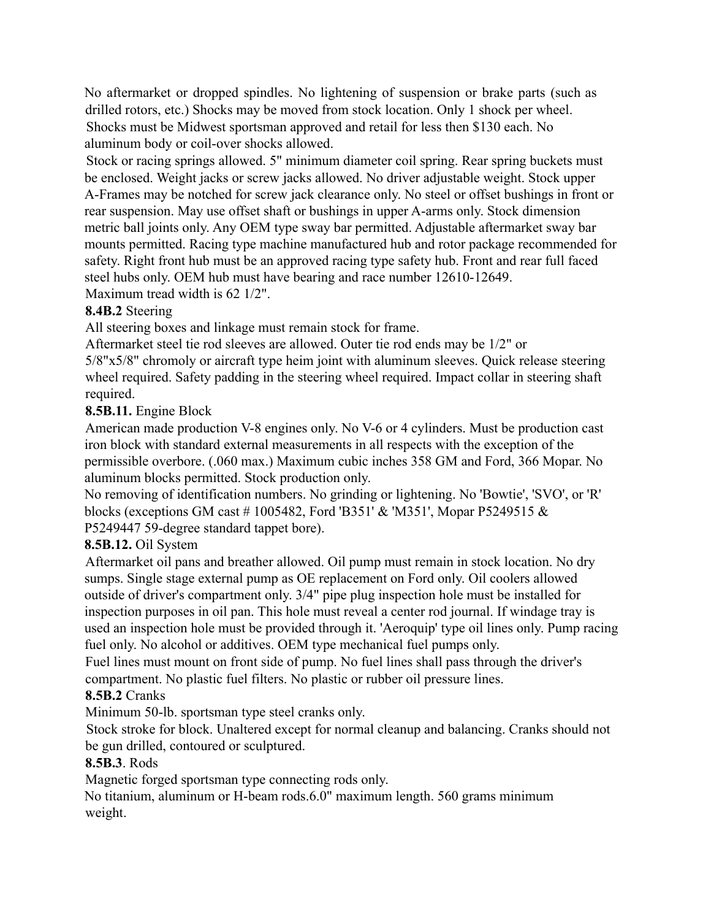No aftermarket or dropped spindles. No lightening of suspension or brake parts (such as drilled rotors, etc.) Shocks may be moved from stock location. Only 1 shock per wheel. Shocks must be Midwest sportsman approved and retail for less then $130 each. No aluminum body or coil-over shocks allowed.

Stock or racing springs allowed. 5" minimum diameter coil spring. Rear spring buckets must be enclosed. Weight jacks or screw jacks allowed. No driver adjustable weight. Stock upper A-Frames may be notched for screw jack clearance only. No steel or offset bushings in front or rear suspension. May use offset shaft or bushings in upper A-arms only. Stock dimension metric ball joints only. Any OEM type sway bar permitted. Adjustable aftermarket sway bar mounts permitted. Racing type machine manufactured hub and rotor package recommended for safety. Right front hub must be an approved racing type safety hub. Front and rear full faced steel hubs only. OEM hub must have bearing and race number 12610-12649.

Maximum tread width is 62 1/2".

**8.4B.2** Steering

All steering boxes and linkage must remain stock for frame.

Aftermarket steel tie rod sleeves are allowed. Outer tie rod ends may be 1/2" or 5/8"x5/8" chromoly or aircraft type heim joint with aluminum sleeves. Quick release steering wheel required. Safety padding in the steering wheel required. Impact collar in steering shaft required.

**8.5B.11.** Engine Block

American made production V-8 engines only. No V-6 or 4 cylinders. Must be production cast iron block with standard external measurements in all respects with the exception of the permissible overbore. (.060 max.) Maximum cubic inches 358 GM and Ford, 366 Mopar. No aluminum blocks permitted. Stock production only.

No removing of identification numbers. No grinding or lightening. No 'Bowtie', 'SVO', or 'R' blocks (exceptions GM cast # 1005482, Ford 'B351' & 'M351', Mopar P5249515 & P5249447 59-degree standard tappet bore).

**8.5B.12.** Oil System

Aftermarket oil pans and breather allowed. Oil pump must remain in stock location. No dry sumps. Single stage external pump as OE replacement on Ford only. Oil coolers allowed outside of driver's compartment only. 3/4" pipe plug inspection hole must be installed for inspection purposes in oil pan. This hole must reveal a center rod journal. If windage tray is used an inspection hole must be provided through it. 'Aeroquip' type oil lines only. Pump racing fuel only. No alcohol or additives. OEM type mechanical fuel pumps only.

Fuel lines must mount on front side of pump. No fuel lines shall pass through the driver's compartment. No plastic fuel filters. No plastic or rubber oil pressure lines.

**8.5B.2** Cranks

Minimum 50-lb. sportsman type steel cranks only.

Stock stroke for block. Unaltered except for normal cleanup and balancing. Cranks should not be gun drilled, contoured or sculptured.

**8.5B.3**. Rods

Magnetic forged sportsman type connecting rods only.

No titanium, aluminum or H-beam rods.6.0" maximum length. 560 grams minimum weight.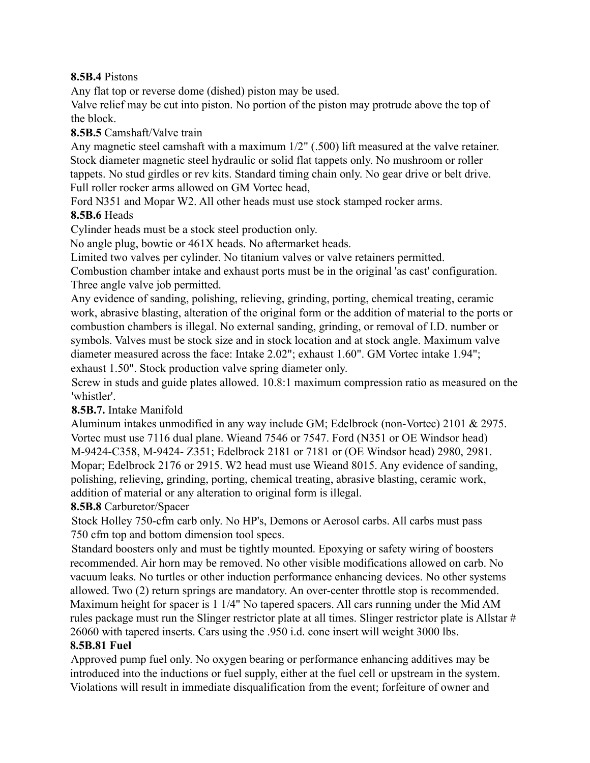**8.5B.4** Pistons

Any flat top or reverse dome (dished) piston may be used.

Valve relief may be cut into piston. No portion of the piston may protrude above the top of the block.

**8.5B.5** Camshaft/Valve train

Any magnetic steel camshaft with a maximum 1/2" (.500) lift measured at the valve retainer. Stock diameter magnetic steel hydraulic or solid flat tappets only. No mushroom or roller tappets. No stud girdles or rev kits. Standard timing chain only. No gear drive or belt drive. Full roller rocker arms allowed on GM Vortec head,

Ford N351 and Mopar W2. All other heads must use stock stamped rocker arms.

**8.5B.6** Heads

Cylinder heads must be a stock steel production only.

No angle plug, bowtie or 461X heads. No aftermarket heads.

Limited two valves per cylinder. No titanium valves or valve retainers permitted.

Combustion chamber intake and exhaust ports must be in the original 'as cast' configuration. Three angle valve job permitted.

Any evidence of sanding, polishing, relieving, grinding, porting, chemical treating, ceramic work, abrasive blasting, alteration of the original form or the addition of material to the ports or combustion chambers is illegal. No external sanding, grinding, or removal of I.D. number or symbols. Valves must be stock size and in stock location and at stock angle. Maximum valve diameter measured across the face: Intake 2.02"; exhaust 1.60". GM Vortec intake 1.94"; exhaust 1.50". Stock production valve spring diameter only.

Screw in studs and guide plates allowed. 10.8:1 maximum compression ratio as measured on the 'whistler'.

**8.5B.7.** Intake Manifold

Aluminum intakes unmodified in any way include GM; Edelbrock (non-Vortec) 2101 & 2975. Vortec must use 7116 dual plane. Wieand 7546 or 7547. Ford (N351 or OE Windsor head) M-9424-C358, M-9424- Z351; Edelbrock 2181 or 7181 or (OE Windsor head) 2980, 2981. Mopar; Edelbrock 2176 or 2915. W2 head must use Wieand 8015. Any evidence of sanding, polishing, relieving, grinding, porting, chemical treating, abrasive blasting, ceramic work, addition of material or any alteration to original form is illegal.

**8.5B.8** Carburetor/Spacer

Stock Holley 750-cfm carb only. No HP's, Demons or Aerosol carbs. All carbs must pass 750 cfm top and bottom dimension tool specs.

Standard boosters only and must be tightly mounted. Epoxying or safety wiring of boosters recommended. Air horn may be removed. No other visible modifications allowed on carb. No vacuum leaks. No turtles or other induction performance enhancing devices. No other systems allowed. Two (2) return springs are mandatory. An over-center throttle stop is recommended. Maximum height for spacer is 1 1/4" No tapered spacers. All cars running under the Mid AM rules package must run the Slinger restrictor plate at all times. Slinger restrictor plate is Allstar # 26060 with tapered inserts. Cars using the .950 i.d. cone insert will weight 3000 lbs.

**8.5B.81 Fuel**

Approved pump fuel only. No oxygen bearing or performance enhancing additives may be introduced into the inductions or fuel supply, either at the fuel cell or upstream in the system. Violations will result in immediate disqualification from the event; forfeiture of owner and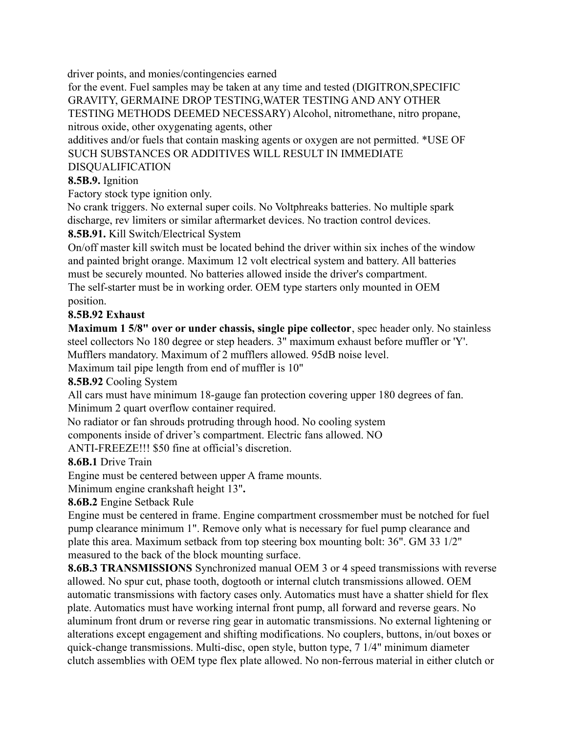driver points, and monies/contingencies earned for the event. Fuel samples may be taken at any time and tested (DIGITRON,SPECIFIC GRAVITY, GERMAINE DROP TESTING,WATER TESTING AND ANY OTHER TESTING METHODS DEEMED NECESSARY) Alcohol, nitromethane, nitro propane, nitrous oxide, other oxygenating agents, other additives and/or fuels that contain masking agents or oxygen are not permitted. *USE OF SUCH SUBSTANCES OR ADDITIVES WILL RESULT IN IMMEDIATE DISQUALIFICATION

**8.5B.9.** Ignition

Factory stock type ignition only.

No crank triggers. No external super coils. No Voltphreaks batteries. No multiple spark discharge, rev limiters or similar aftermarket devices. No traction control devices.

**8.5B.91.** Kill Switch/Electrical System

On/off master kill switch must be located behind the driver within six inches of the window and painted bright orange. Maximum 12 volt electrical system and battery. All batteries must be securely mounted. No batteries allowed inside the driver's compartment. The self-starter must be in working order. OEM type starters only mounted in OEM position.

**8.5B.92 Exhaust**

**Maximum 1 5/8" over or under chassis, single pipe collector**, spec header only. No stainless steel collectors No 180 degree or step headers. 3" maximum exhaust before muffler or 'Y'. Mufflers mandatory. Maximum of 2 mufflers allowed. 95dB noise level.

Maximum tail pipe length from end of muffler is 10"

**8.5B.92** Cooling System

All cars must have minimum 18-gauge fan protection covering upper 180 degrees of fan. Minimum 2 quart overflow container required.

No radiator or fan shrouds protruding through hood. No cooling system components inside of driver's compartment. Electric fans allowed. NO ANTI-FREEZE!!! $50 fine at official's discretion.

**8.6B.1** Drive Train

Engine must be centered between upper A frame mounts.

Minimum engine crankshaft height 13"**.**

**8.6B.2** Engine Setback Rule

Engine must be centered in frame. Engine compartment crossmember must be notched for fuel pump clearance minimum 1". Remove only what is necessary for fuel pump clearance and plate this area. Maximum setback from top steering box mounting bolt: 36". GM 33 1/2" measured to the back of the block mounting surface.

**8.6B.3 TRANSMISSIONS** Synchronized manual OEM 3 or 4 speed transmissions with reverse allowed. No spur cut, phase tooth, dogtooth or internal clutch transmissions allowed. OEM automatic transmissions with factory cases only. Automatics must have a shatter shield for flex plate. Automatics must have working internal front pump, all forward and reverse gears. No aluminum front drum or reverse ring gear in automatic transmissions. No external lightening or alterations except engagement and shifting modifications. No couplers, buttons, in/out boxes or quick-change transmissions. Multi-disc, open style, button type, 7 1/4" minimum diameter clutch assemblies with OEM type flex plate allowed. No non-ferrous material in either clutch or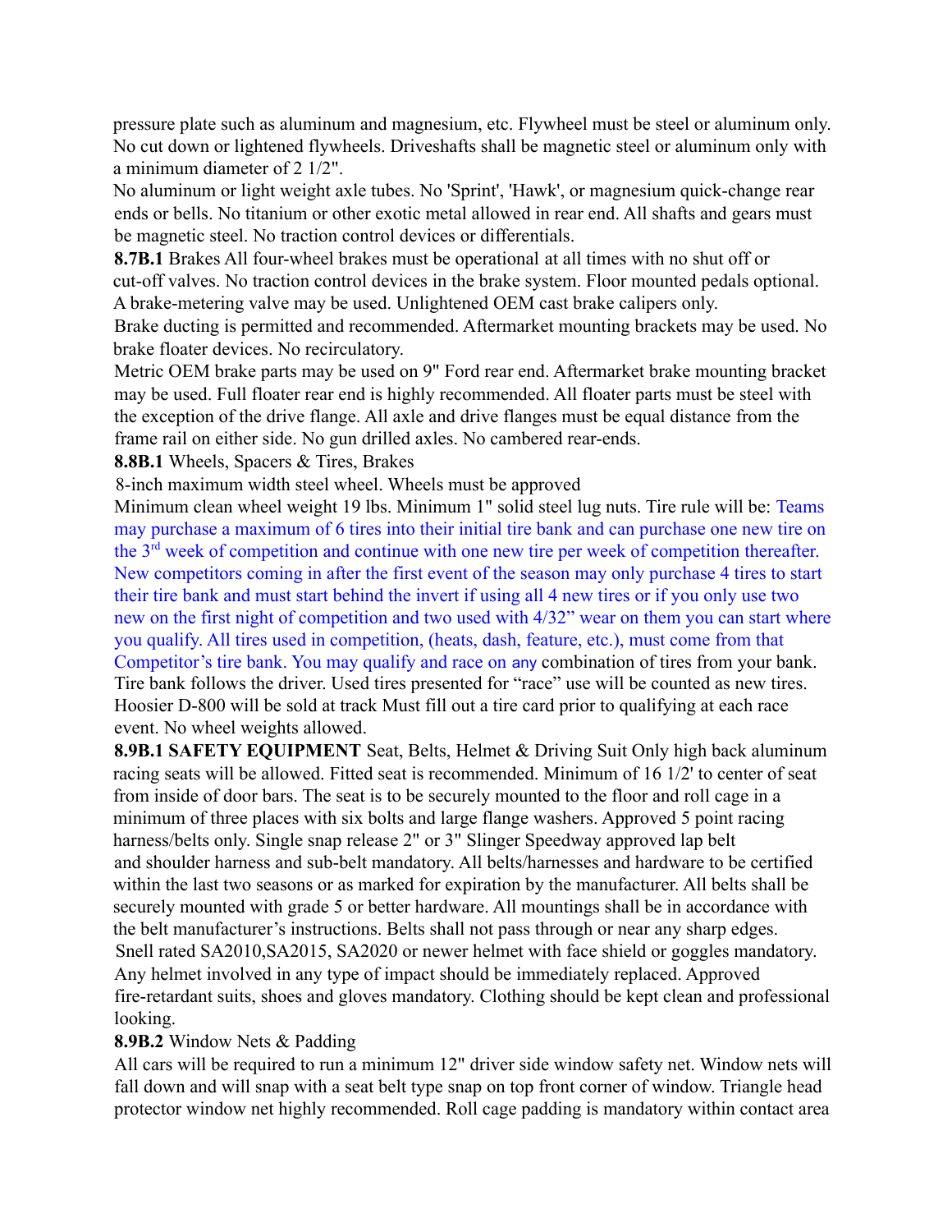pressure plate such as aluminum and magnesium, etc. Flywheel must be steel or aluminum only. No cut down or lightened flywheels. Driveshafts shall be magnetic steel or aluminum only with a minimum diameter of 2 1/2".

No aluminum or light weight axle tubes. No 'Sprint', 'Hawk', or magnesium quick-change rear ends or bells. No titanium or other exotic metal allowed in rear end. All shafts and gears must be magnetic steel. No traction control devices or differentials.

**8.7B.1** Brakes All four-wheel brakes must be operational at all times with no shut off or cut-off valves. No traction control devices in the brake system. Floor mounted pedals optional. A brake-metering valve may be used. Unlightened OEM cast brake calipers only.

Brake ducting is permitted and recommended. Aftermarket mounting brackets may be used. No brake floater devices. No recirculatory.

Metric OEM brake parts may be used on 9" Ford rear end. Aftermarket brake mounting bracket may be used. Full floater rear end is highly recommended. All floater parts must be steel with the exception of the drive flange. All axle and drive flanges must be equal distance from the frame rail on either side. No gun drilled axles. No cambered rear-ends.

**8.8B.1** Wheels, Spacers & Tires, Brakes

8-inch maximum width steel wheel. Wheels must be approved

Minimum clean wheel weight 19 lbs. Minimum 1" solid steel lug nuts. Tire rule will be: Teams may purchase a maximum of 6 tires into their initial tire bank and can purchase one new tire on the 3rd week of competition and continue with one new tire per week of competition thereafter. New competitors coming in after the first event of the season may only purchase 4 tires to start their tire bank and must start behind the invert if using all 4 new tires or if you only use two new on the first night of competition and two used with 4/32" wear on them you can start where you qualify. All tires used in competition, (heats, dash, feature, etc.), must come from that Competitor's tire bank. You may qualify and race on any combination of tires from your bank. Tire bank follows the driver. Used tires presented for "race" use will be counted as new tires. Hoosier D-800 will be sold at track Must fill out a tire card prior to qualifying at each race event. No wheel weights allowed.

**8.9B.1 SAFETY EQUIPMENT** Seat, Belts, Helmet & Driving Suit Only high back aluminum racing seats will be allowed. Fitted seat is recommended. Minimum of 16 1/2' to center of seat from inside of door bars. The seat is to be securely mounted to the floor and roll cage in a minimum of three places with six bolts and large flange washers. Approved 5 point racing harness/belts only. Single snap release 2" or 3" Slinger Speedway approved lap belt and shoulder harness and sub-belt mandatory. All belts/harnesses and hardware to be certified within the last two seasons or as marked for expiration by the manufacturer. All belts shall be securely mounted with grade 5 or better hardware. All mountings shall be in accordance with the belt manufacturer's instructions. Belts shall not pass through or near any sharp edges. Snell rated SA2010,SA2015, SA2020 or newer helmet with face shield or goggles mandatory. Any helmet involved in any type of impact should be immediately replaced. Approved fire-retardant suits, shoes and gloves mandatory. Clothing should be kept clean and professional looking.

**8.9B.2** Window Nets & Padding

All cars will be required to run a minimum 12" driver side window safety net. Window nets will fall down and will snap with a seat belt type snap on top front corner of window. Triangle head protector window net highly recommended. Roll cage padding is mandatory within contact area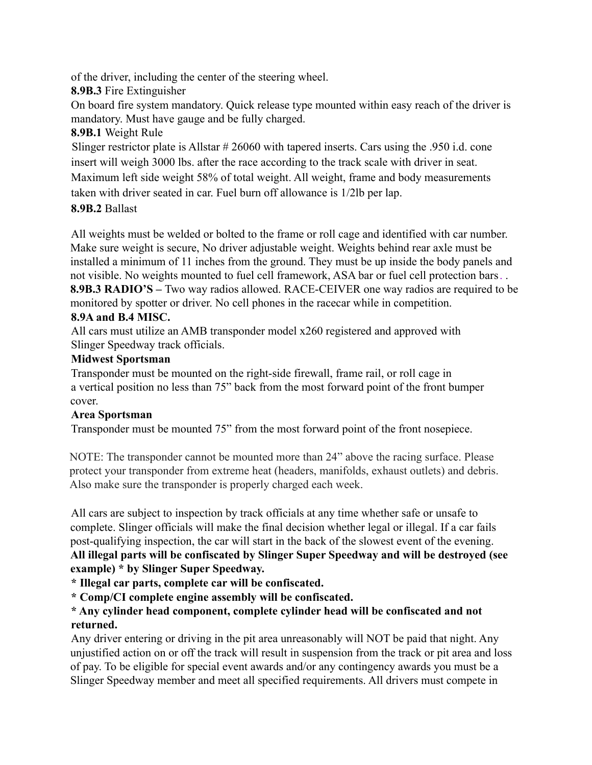of the driver, including the center of the steering wheel.

**8.9B.3** Fire Extinguisher

On board fire system mandatory. Quick release type mounted within easy reach of the driver is mandatory. Must have gauge and be fully charged.

**8.9B.1** Weight Rule

Slinger restrictor plate is Allstar # 26060 with tapered inserts. Cars using the .950 i.d. cone insert will weigh 3000 lbs. after the race according to the track scale with driver in seat. Maximum left side weight 58% of total weight. All weight, frame and body measurements taken with driver seated in car. Fuel burn off allowance is 1/2lb per lap.

**8.9B.2** Ballast

All weights must be welded or bolted to the frame or roll cage and identified with car number. Make sure weight is secure, No driver adjustable weight. Weights behind rear axle must be installed a minimum of 11 inches from the ground. They must be up inside the body panels and not visible. No weights mounted to fuel cell framework, ASA bar or fuel cell protection bars. .

**8.9B.3 RADIO'S –** Two way radios allowed. RACE-CEIVER one way radios are required to be monitored by spotter or driver. No cell phones in the racecar while in competition.

**8.9A and B.4 MISC.**

All cars must utilize an AMB transponder model x260 registered and approved with Slinger Speedway track officials.

**Midwest Sportsman**

Transponder must be mounted on the right-side firewall, frame rail, or roll cage in a vertical position no less than 75" back from the most forward point of the front bumper cover.

**Area Sportsman**

Transponder must be mounted 75" from the most forward point of the front nosepiece.

NOTE: The transponder cannot be mounted more than 24" above the racing surface. Please protect your transponder from extreme heat (headers, manifolds, exhaust outlets) and debris. Also make sure the transponder is properly charged each week.

All cars are subject to inspection by track officials at any time whether safe or unsafe to complete. Slinger officials will make the final decision whether legal or illegal. If a car fails post-qualifying inspection, the car will start in the back of the slowest event of the evening. **All illegal parts will be confiscated by Slinger Super Speedway and will be destroyed (see example) * by Slinger Super Speedway.**

**\* Illegal car parts, complete car will be confiscated.**

**\* Comp/CI complete engine assembly will be confiscated.**

**\* Any cylinder head component, complete cylinder head will be confiscated and not returned.**

Any driver entering or driving in the pit area unreasonably will NOT be paid that night. Any unjustified action on or off the track will result in suspension from the track or pit area and loss of pay. To be eligible for special event awards and/or any contingency awards you must be a Slinger Speedway member and meet all specified requirements. All drivers must compete in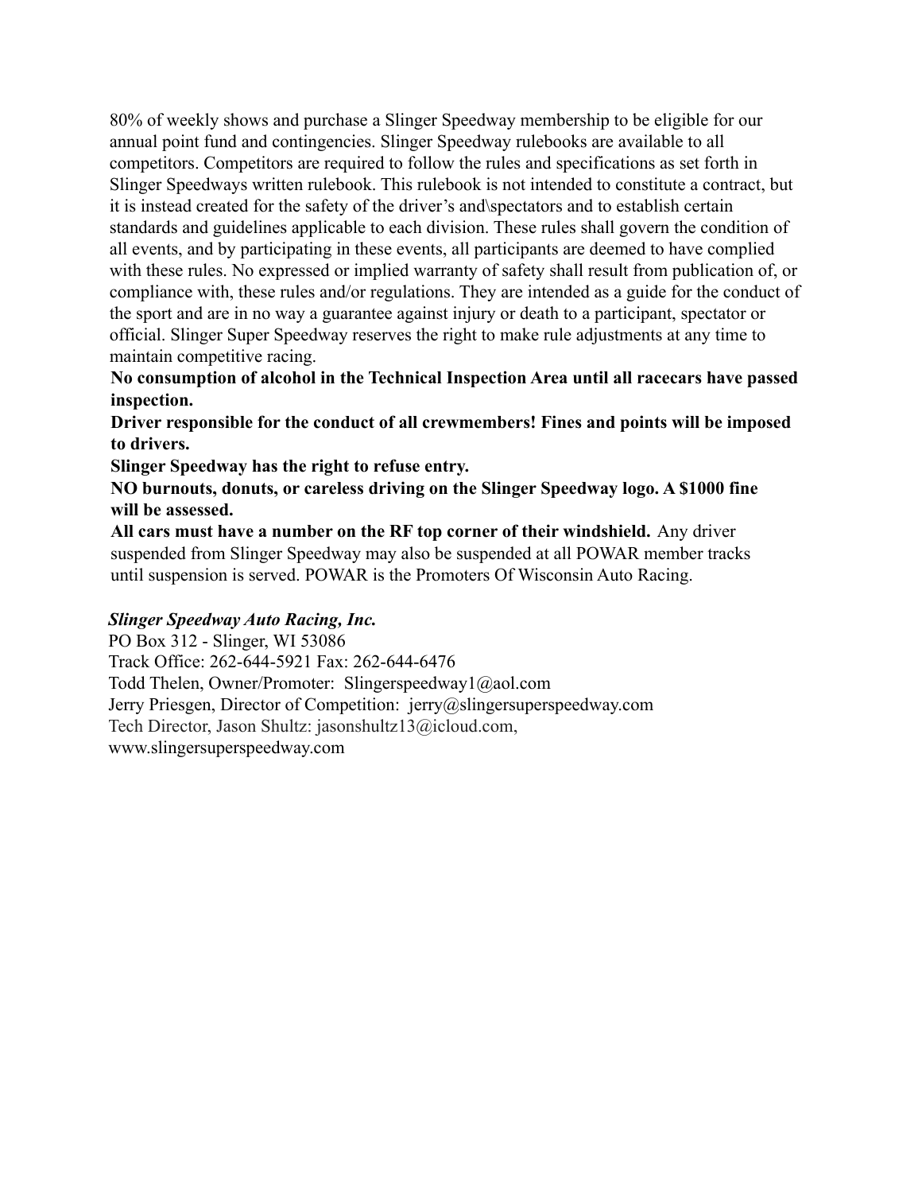80% of weekly shows and purchase a Slinger Speedway membership to be eligible for our annual point fund and contingencies. Slinger Speedway rulebooks are available to all competitors. Competitors are required to follow the rules and specifications as set forth in Slinger Speedways written rulebook. This rulebook is not intended to constitute a contract, but it is instead created for the safety of the driver's and\spectators and to establish certain standards and guidelines applicable to each division. These rules shall govern the condition of all events, and by participating in these events, all participants are deemed to have complied with these rules. No expressed or implied warranty of safety shall result from publication of, or compliance with, these rules and/or regulations. They are intended as a guide for the conduct of the sport and are in no way a guarantee against injury or death to a participant, spectator or official. Slinger Super Speedway reserves the right to make rule adjustments at any time to maintain competitive racing.

**No consumption of alcohol in the Technical Inspection Area until all racecars have passed inspection.**

**Driver responsible for the conduct of all crewmembers! Fines and points will be imposed to drivers.**

**Slinger Speedway has the right to refuse entry.**

**NO burnouts, donuts, or careless driving on the Slinger Speedway logo. A $1000 fine will be assessed.**

**All cars must have a number on the RF top corner of their windshield.** Any driver suspended from Slinger Speedway may also be suspended at all POWAR member tracks until suspension is served. POWAR is the Promoters Of Wisconsin Auto Racing.

***Slinger Speedway Auto Racing, Inc.***

PO Box 312 - Slinger, WI 53086
Track Office: 262-644-5921 Fax: 262-644-6476
Todd Thelen, Owner/Promoter: Slingerspeedway1@aol.com
Jerry Priesgen, Director of Competition: jerry@slingersuperspeedway.com
Tech Director, Jason Shultz: jasonshultz13@icloud.com,
www.slingersuperspeedway.com